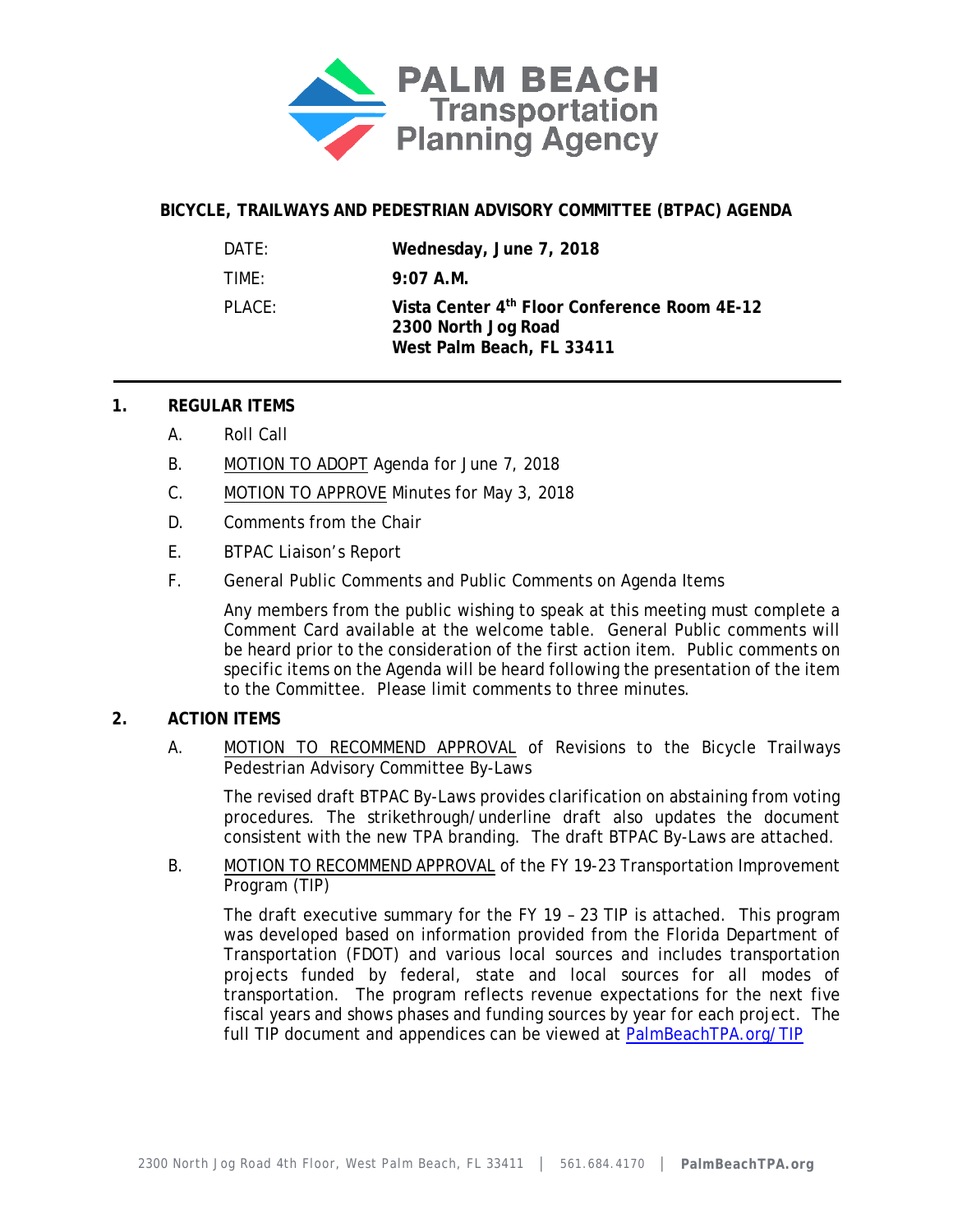PALM BEACH Transportation Planning Agency

**BICYCLE, TRAILWAYS AND PEDESTRIAN ADVISORY COMMITTEE (BTPAC) AGENDA**

| | |
|---|---|
| DATE: | **Wednesday, June 7, 2018** |
| TIME: | **9:07 A.M.** |
| PLACE: | **Vista Center 4th Floor Conference Room 4E-12**<br>**2300 North Jog Road**<br>**West Palm Beach, FL 33411** |

---

## 1. REGULAR ITEMS

A. Roll Call

B. MOTION TO ADOPT Agenda for June 7, 2018

C. MOTION TO APPROVE Minutes for May 3, 2018

D. Comments from the Chair

E. BTPAC Liaison's Report

F. General Public Comments and Public Comments on Agenda Items

Any members from the public wishing to speak at this meeting must complete a Comment Card available at the welcome table. General Public comments will be heard prior to the consideration of the first action item. Public comments on specific items on the Agenda will be heard following the presentation of the item to the Committee. Please limit comments to three minutes.

## 2. ACTION ITEMS

A. MOTION TO RECOMMEND APPROVAL of Revisions to the Bicycle Trailways Pedestrian Advisory Committee By-Laws

The revised draft BTPAC By-Laws provides clarification on abstaining from voting procedures. The strikethrough/underline draft also updates the document consistent with the new TPA branding. The draft BTPAC By-Laws are attached.

B. MOTION TO RECOMMEND APPROVAL of the FY 19-23 Transportation Improvement Program (TIP)

The draft executive summary for the FY 19 – 23 TIP is attached. This program was developed based on information provided from the Florida Department of Transportation (FDOT) and various local sources and includes transportation projects funded by federal, state and local sources for all modes of transportation. The program reflects revenue expectations for the next five fiscal years and shows phases and funding sources by year for each project. The full TIP document and appendices can be viewed at PalmBeachTPA.org/TIP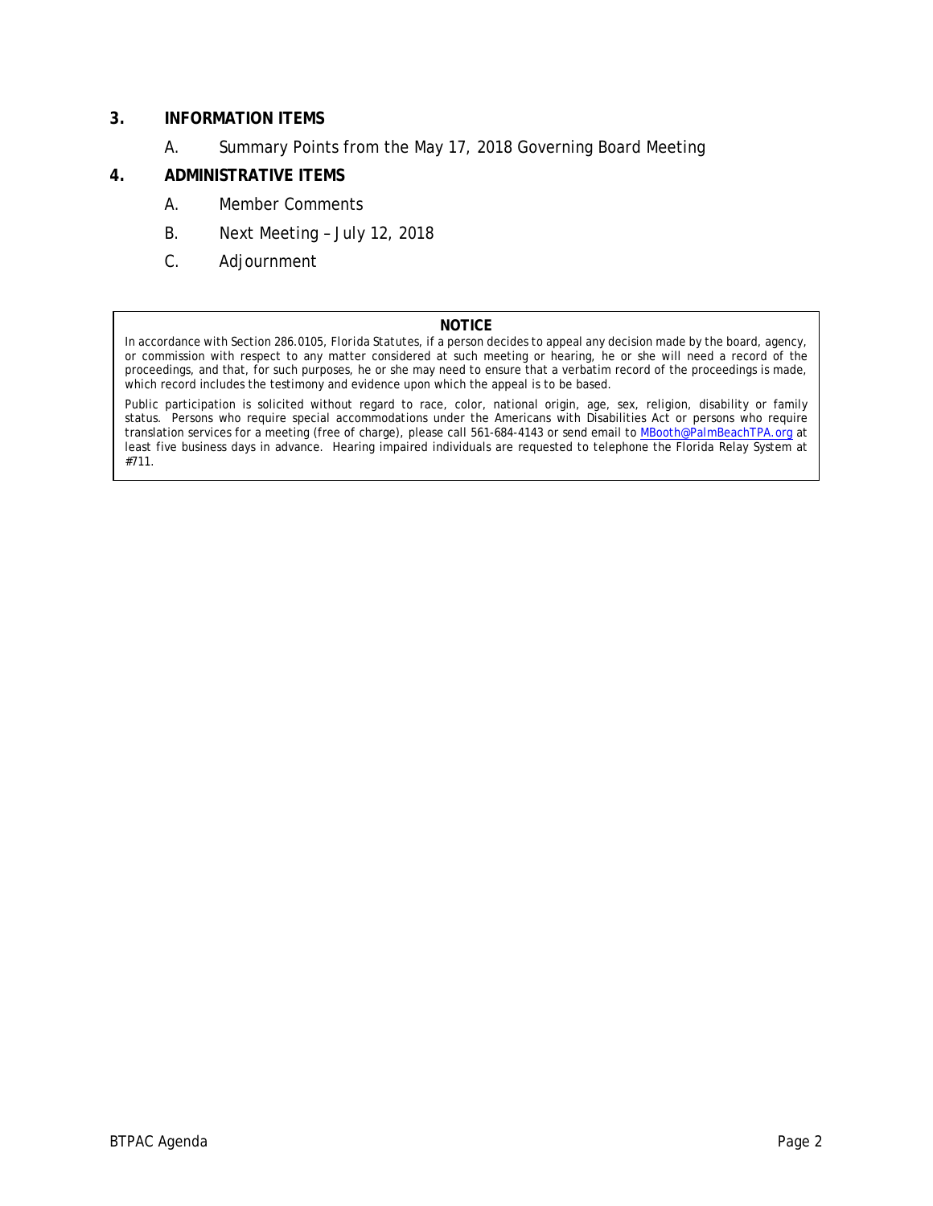## 3. INFORMATION ITEMS

A. Summary Points from the May 17, 2018 Governing Board Meeting

## 4. ADMINISTRATIVE ITEMS

A. Member Comments

B. Next Meeting – July 12, 2018

C. Adjournment

**NOTICE**

In accordance with Section 286.0105, *Florida Statutes*, if a person decides to appeal any decision made by the board, agency, or commission with respect to any matter considered at such meeting or hearing, he or she will need a record of the proceedings, and that, for such purposes, he or she may need to ensure that a verbatim record of the proceedings is made, which record includes the testimony and evidence upon which the appeal is to be based.

Public participation is solicited without regard to race, color, national origin, age, sex, religion, disability or family status. Persons who require special accommodations under the Americans with Disabilities Act or persons who require translation services for a meeting (free of charge), please call 561-684-4143 or send email to MBooth@PalmBeachTPA.org at least five business days in advance. Hearing impaired individuals are requested to telephone the Florida Relay System at #711.